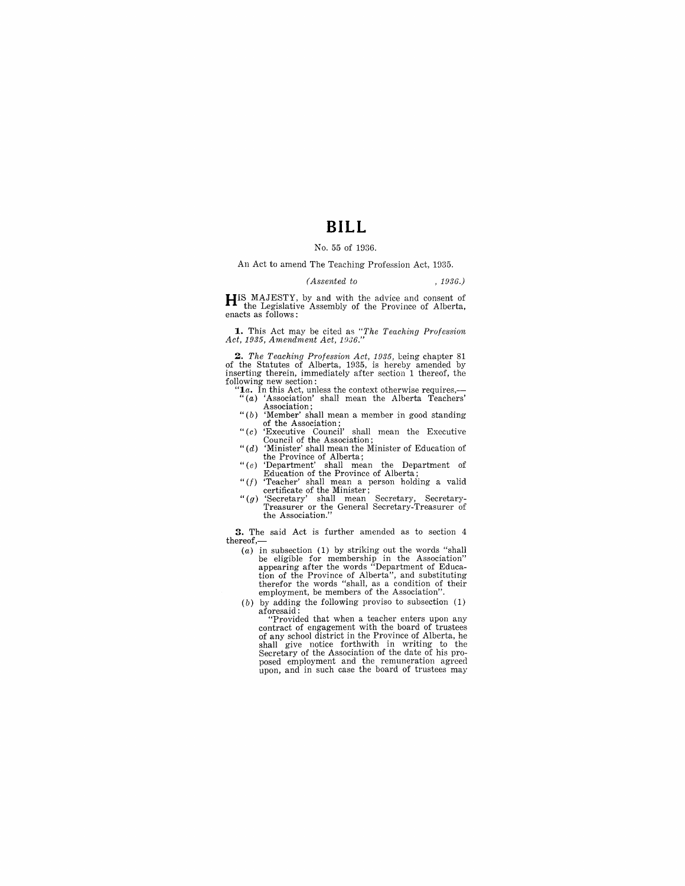# BILL

No. 55 of 1936.

An Act to amend The Teaching Profession Act, 1935.

*(Assented to , 1936.)*

HIS MAJESTY, by and with the advice and consent of the Legislative Assembly of the Province of Alberta, enacts as follows:

**1.** This Act may be cited as *"The Teaching Profession Act, 1935, Amendment Act, 1936."*

**2.** *The Teaching Profession Act, 1935*, being chapter 81 of the Statutes of Alberta, 1935, is hereby amended by inserting therein, immediately after section 1 thereof, the following new section:

"**1a.** In this Act, unless the context otherwise requires,—

"(*a*) 'Association' shall mean the Alberta Teachers' Association;

"(*b*) 'Member' shall mean a member in good standing of the Association;

"(*c*) 'Executive Council' shall mean the Executive Council of the Association;

"(*d*) 'Minister' shall mean the Minister of Education of the Province of Alberta;

"(*e*) 'Department' shall mean the Department of Education of the Province of Alberta;

"(*f*) 'Teacher' shall mean a person holding a valid certificate of the Minister;

"(*g*) 'Secretary' shall mean Secretary, Secretary-Treasurer or the General Secretary-Treasurer of the Association."

**3.** The said Act is further amended as to section 4 thereof,—

(*a*) in subsection (1) by striking out the words "shall be eligible for membership in the Association" appearing after the words "Department of Education of the Province of Alberta", and substituting therefor the words "shall, as a condition of their employment, be members of the Association".

(*b*) by adding the following proviso to subsection (1) aforesaid:

"Provided that when a teacher enters upon any contract of engagement with the board of trustees of any school district in the Province of Alberta, he shall give notice forthwith in writing to the Secretary of the Association of the date of his proposed employment and the remuneration agreed upon, and in such case the board of trustees may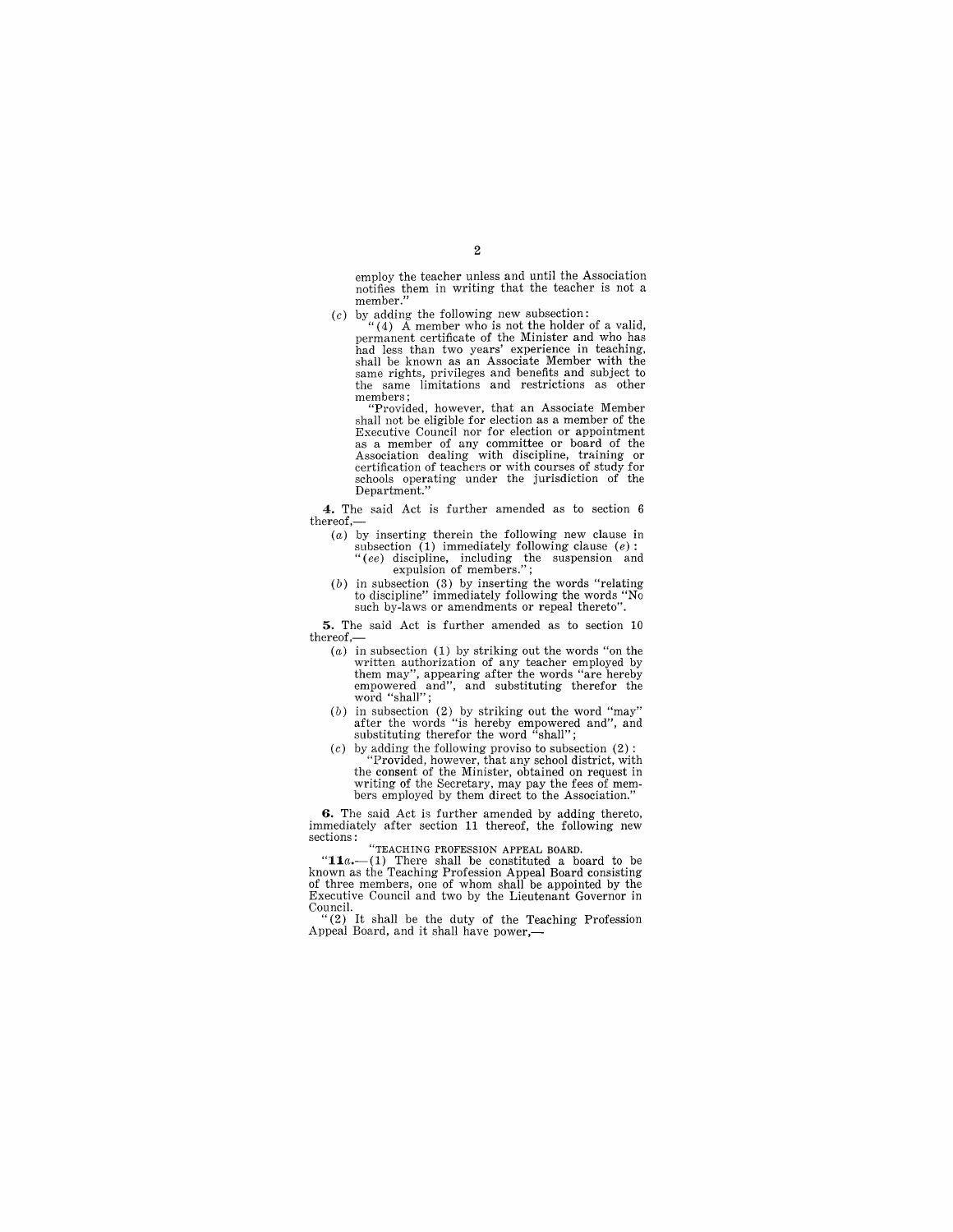employ the teacher unless and until the Association notifies them in writing that the teacher is not a member."

(*c*) by adding the following new subsection:

"(4) A member who is not the holder of a valid, permanent certificate of the Minister and who has had less than two years' experience in teaching, shall be known as an Associate Member with the same rights, privileges and benefits and subject to the same limitations and restrictions as other members;

"Provided, however, that an Associate Member shall not be eligible for election as a member of the Executive Council nor for election or appointment as a member of any committee or board of the Association dealing with discipline, training or certification of teachers or with courses of study for schools operating under the jurisdiction of the Department."

**4.** The said Act is further amended as to section 6 thereof,—

(*a*) by inserting therein the following new clause in subsection (1) immediately following clause (*e*):

"(*ee*) discipline, including the suspension and expulsion of members.";

(*b*) in subsection (3) by inserting the words "relating to discipline" immediately following the words "No such by-laws or amendments or repeal thereto".

**5.** The said Act is further amended as to section 10 thereof,—

(*a*) in subsection (1) by striking out the words "on the written authorization of any teacher employed by them may", appearing after the words "are hereby empowered and", and substituting therefor the word "shall";

(*b*) in subsection (2) by striking out the word "may" after the words "is hereby empowered and", and substituting therefor the word "shall";

(*c*) by adding the following proviso to subsection (2):

"Provided, however, that any school district, with the consent of the Minister, obtained on request in writing of the Secretary, may pay the fees of members employed by them direct to the Association."

**6.** The said Act is further amended by adding thereto, immediately after section 11 thereof, the following new sections:

"TEACHING PROFESSION APPEAL BOARD.

"**11*a*.**—(1) There shall be constituted a board to be known as the Teaching Profession Appeal Board consisting of three members, one of whom shall be appointed by the Executive Council and two by the Lieutenant Governor in Council.

"(2) It shall be the duty of the Teaching Profession Appeal Board, and it shall have power,—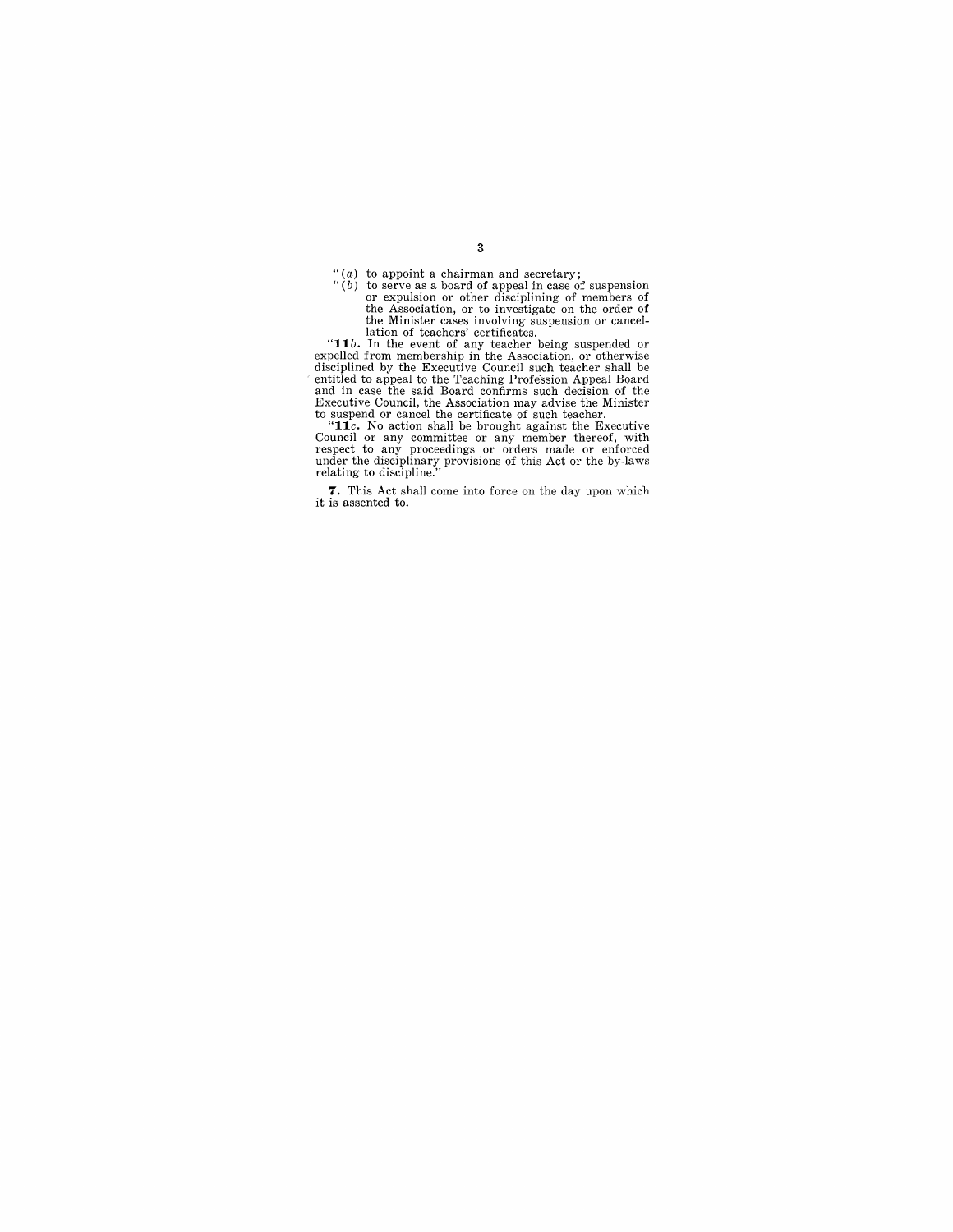"(*a*) to appoint a chairman and secretary;

"(*b*) to serve as a board of appeal in case of suspension or expulsion or other disciplining of members of the Association, or to investigate on the order of the Minister cases involving suspension or cancellation of teachers' certificates.

"**11***b*. In the event of any teacher being suspended or expelled from membership in the Association, or otherwise disciplined by the Executive Council such teacher shall be entitled to appeal to the Teaching Profession Appeal Board and in case the said Board confirms such decision of the Executive Council, the Association may advise the Minister to suspend or cancel the certificate of such teacher.

"**11***c*. No action shall be brought against the Executive Council or any committee or any member thereof, with respect to any proceedings or orders made or enforced under the disciplinary provisions of this Act or the by-laws relating to discipline."

**7.** This Act shall come into force on the day upon which it is assented to.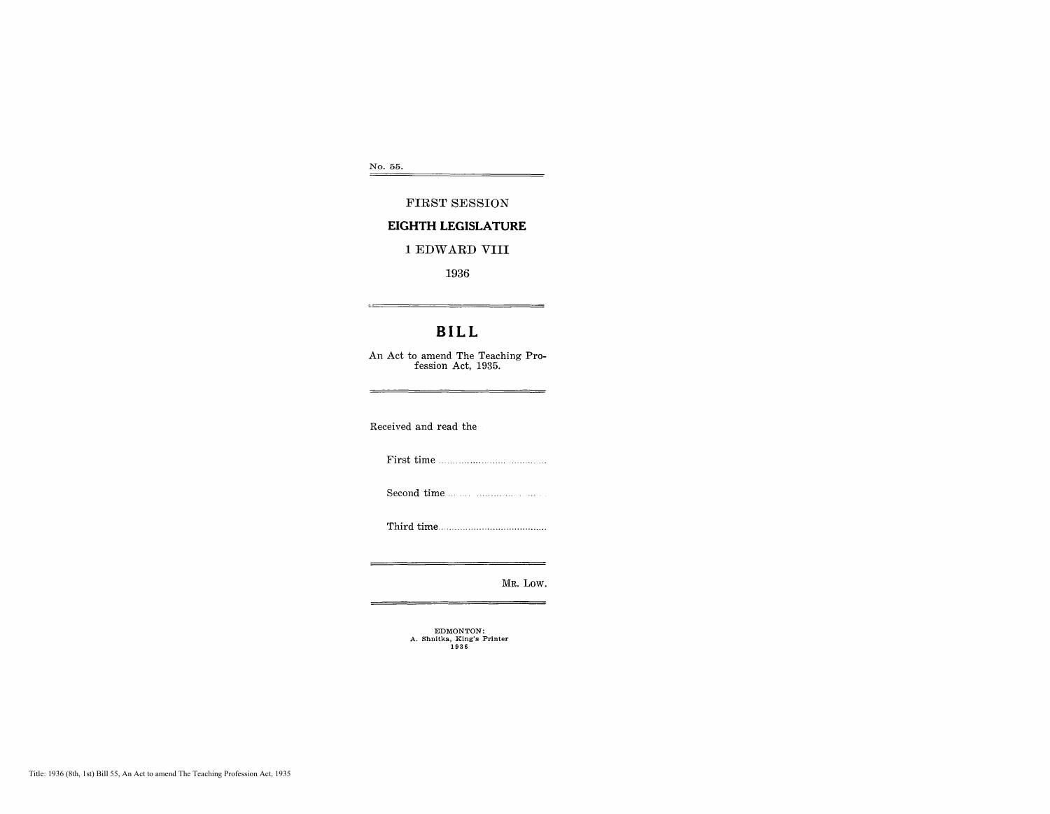No. 55.

FIRST SESSION

**EIGHTH LEGISLATURE**

1 EDWARD VIII

1936

# BILL

An Act to amend The Teaching Profession Act, 1935.

Received and read the

First time ..............................................

Second time ..............................................

Third time..............................................

MR. LOW.

EDMONTON:
A. Shnitka, King's Printer
1936

Title: 1936 (8th, 1st) Bill 55, An Act to amend The Teaching Profession Act, 1935